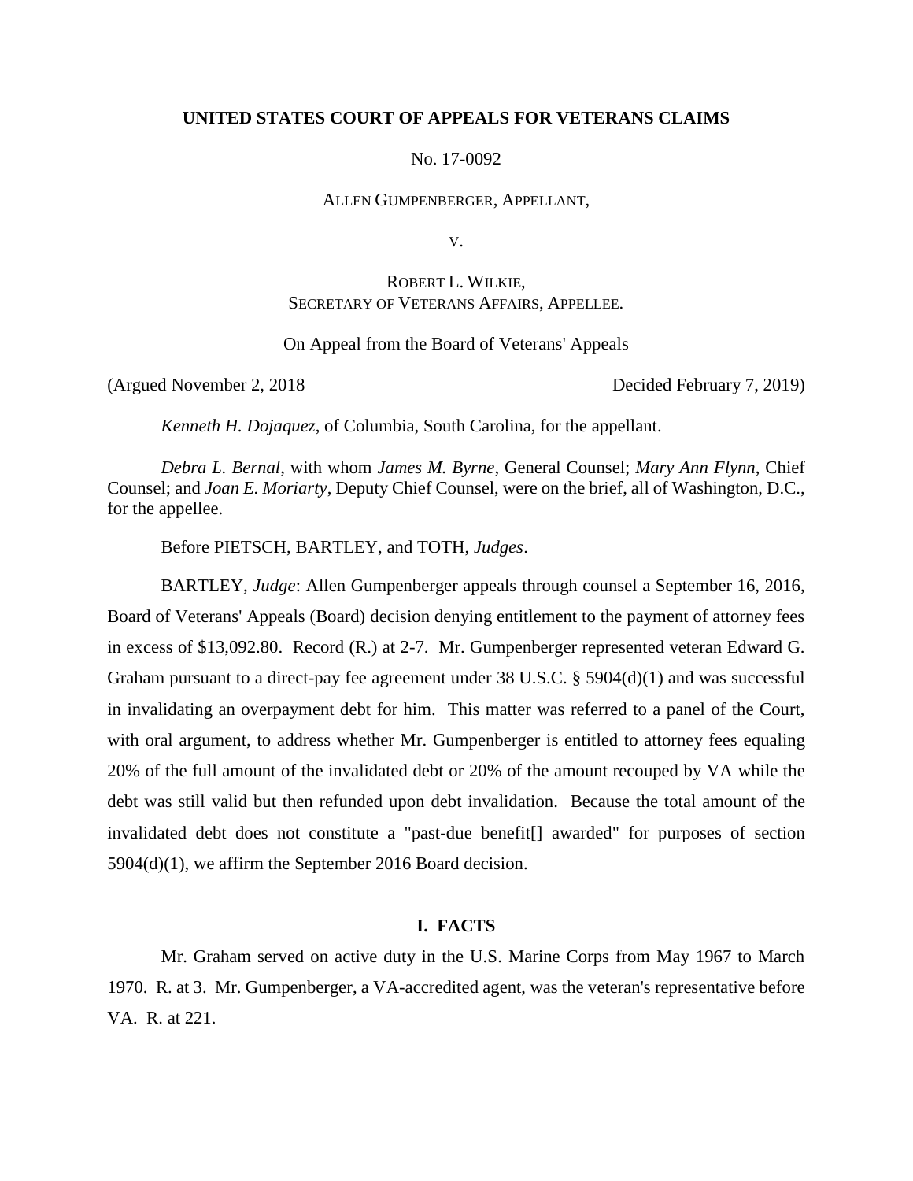**UNITED STATES COURT OF APPEALS FOR VETERANS CLAIMS**

No. 17-0092

ALLEN GUMPENBERGER, APPELLANT,

V.

ROBERT L. WILKIE,
SECRETARY OF VETERANS AFFAIRS, APPELLEE.

On Appeal from the Board of Veterans' Appeals

(Argued November 2, 2018 Decided February 7, 2019)

*Kenneth H. Dojaquez*, of Columbia, South Carolina, for the appellant.

*Debra L. Bernal*, with whom *James M. Byrne*, General Counsel; *Mary Ann Flynn*, Chief Counsel; and *Joan E. Moriarty*, Deputy Chief Counsel, were on the brief, all of Washington, D.C., for the appellee.

Before PIETSCH, BARTLEY, and TOTH, *Judges*.

BARTLEY, *Judge*: Allen Gumpenberger appeals through counsel a September 16, 2016, Board of Veterans' Appeals (Board) decision denying entitlement to the payment of attorney fees in excess of $13,092.80. Record (R.) at 2-7. Mr. Gumpenberger represented veteran Edward G. Graham pursuant to a direct-pay fee agreement under 38 U.S.C. § 5904(d)(1) and was successful in invalidating an overpayment debt for him. This matter was referred to a panel of the Court, with oral argument, to address whether Mr. Gumpenberger is entitled to attorney fees equaling 20% of the full amount of the invalidated debt or 20% of the amount recouped by VA while the debt was still valid but then refunded upon debt invalidation. Because the total amount of the invalidated debt does not constitute a "past-due benefit[] awarded" for purposes of section 5904(d)(1), we affirm the September 2016 Board decision.

## I. FACTS

Mr. Graham served on active duty in the U.S. Marine Corps from May 1967 to March 1970. R. at 3. Mr. Gumpenberger, a VA-accredited agent, was the veteran's representative before VA. R. at 221.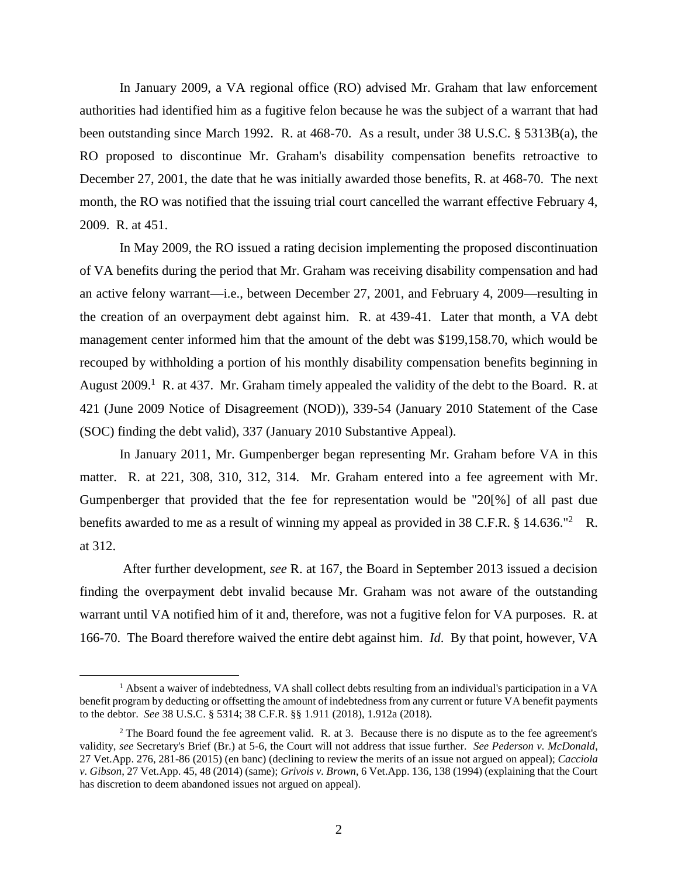In January 2009, a VA regional office (RO) advised Mr. Graham that law enforcement authorities had identified him as a fugitive felon because he was the subject of a warrant that had been outstanding since March 1992. R. at 468-70. As a result, under 38 U.S.C. § 5313B(a), the RO proposed to discontinue Mr. Graham's disability compensation benefits retroactive to December 27, 2001, the date that he was initially awarded those benefits, R. at 468-70. The next month, the RO was notified that the issuing trial court cancelled the warrant effective February 4, 2009. R. at 451.

In May 2009, the RO issued a rating decision implementing the proposed discontinuation of VA benefits during the period that Mr. Graham was receiving disability compensation and had an active felony warrant—i.e., between December 27, 2001, and February 4, 2009—resulting in the creation of an overpayment debt against him. R. at 439-41. Later that month, a VA debt management center informed him that the amount of the debt was $199,158.70, which would be recouped by withholding a portion of his monthly disability compensation benefits beginning in August 2009.[1] R. at 437. Mr. Graham timely appealed the validity of the debt to the Board. R. at 421 (June 2009 Notice of Disagreement (NOD)), 339-54 (January 2010 Statement of the Case (SOC) finding the debt valid), 337 (January 2010 Substantive Appeal).

In January 2011, Mr. Gumpenberger began representing Mr. Graham before VA in this matter. R. at 221, 308, 310, 312, 314. Mr. Graham entered into a fee agreement with Mr. Gumpenberger that provided that the fee for representation would be "20[%] of all past due benefits awarded to me as a result of winning my appeal as provided in 38 C.F.R. § 14.636."[2] R. at 312.

After further development, *see* R. at 167, the Board in September 2013 issued a decision finding the overpayment debt invalid because Mr. Graham was not aware of the outstanding warrant until VA notified him of it and, therefore, was not a fugitive felon for VA purposes. R. at 166-70. The Board therefore waived the entire debt against him. *Id.* By that point, however, VA

---

[1] Absent a waiver of indebtedness, VA shall collect debts resulting from an individual's participation in a VA benefit program by deducting or offsetting the amount of indebtedness from any current or future VA benefit payments to the debtor. *See* 38 U.S.C. § 5314; 38 C.F.R. §§ 1.911 (2018), 1.912a (2018).

[2] The Board found the fee agreement valid. R. at 3. Because there is no dispute as to the fee agreement's validity, *see* Secretary's Brief (Br.) at 5-6, the Court will not address that issue further. *See Pederson v. McDonald*, 27 Vet.App. 276, 281-86 (2015) (en banc) (declining to review the merits of an issue not argued on appeal); *Cacciola v. Gibson*, 27 Vet.App. 45, 48 (2014) (same); *Grivois v. Brown*, 6 Vet.App. 136, 138 (1994) (explaining that the Court has discretion to deem abandoned issues not argued on appeal).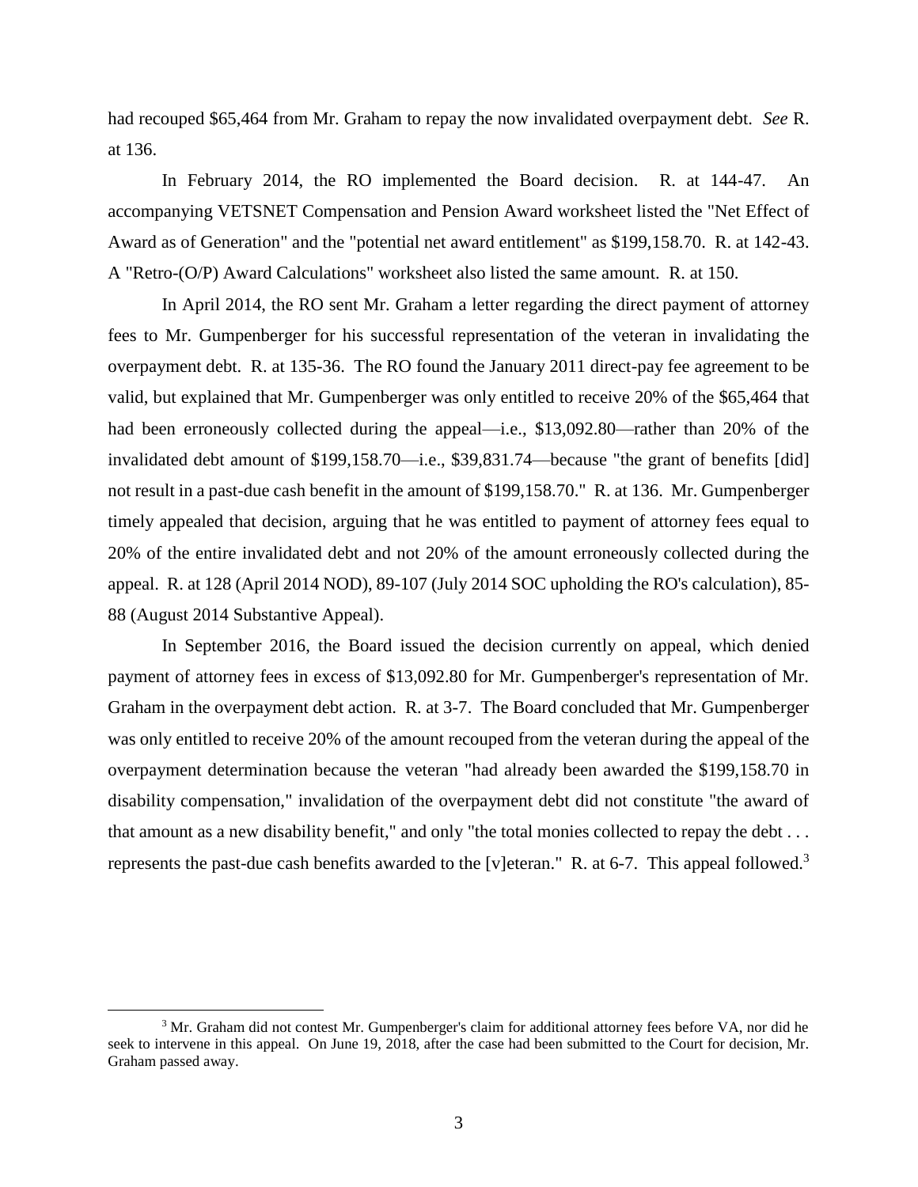had recouped $65,464 from Mr. Graham to repay the now invalidated overpayment debt. *See* R. at 136.

In February 2014, the RO implemented the Board decision. R. at 144-47. An accompanying VETSNET Compensation and Pension Award worksheet listed the "Net Effect of Award as of Generation" and the "potential net award entitlement" as $199,158.70. R. at 142-43. A "Retro-(O/P) Award Calculations" worksheet also listed the same amount. R. at 150.

In April 2014, the RO sent Mr. Graham a letter regarding the direct payment of attorney fees to Mr. Gumpenberger for his successful representation of the veteran in invalidating the overpayment debt. R. at 135-36. The RO found the January 2011 direct-pay fee agreement to be valid, but explained that Mr. Gumpenberger was only entitled to receive 20% of the $65,464 that had been erroneously collected during the appeal—i.e., $13,092.80—rather than 20% of the invalidated debt amount of $199,158.70—i.e., $39,831.74—because "the grant of benefits [did] not result in a past-due cash benefit in the amount of $199,158.70." R. at 136. Mr. Gumpenberger timely appealed that decision, arguing that he was entitled to payment of attorney fees equal to 20% of the entire invalidated debt and not 20% of the amount erroneously collected during the appeal. R. at 128 (April 2014 NOD), 89-107 (July 2014 SOC upholding the RO's calculation), 85-88 (August 2014 Substantive Appeal).

In September 2016, the Board issued the decision currently on appeal, which denied payment of attorney fees in excess of $13,092.80 for Mr. Gumpenberger's representation of Mr. Graham in the overpayment debt action. R. at 3-7. The Board concluded that Mr. Gumpenberger was only entitled to receive 20% of the amount recouped from the veteran during the appeal of the overpayment determination because the veteran "had already been awarded the $199,158.70 in disability compensation," invalidation of the overpayment debt did not constitute "the award of that amount as a new disability benefit," and only "the total monies collected to repay the debt . . . represents the past-due cash benefits awarded to the [v]eteran." R. at 6-7. This appeal followed.[3]

[3] Mr. Graham did not contest Mr. Gumpenberger's claim for additional attorney fees before VA, nor did he seek to intervene in this appeal. On June 19, 2018, after the case had been submitted to the Court for decision, Mr. Graham passed away.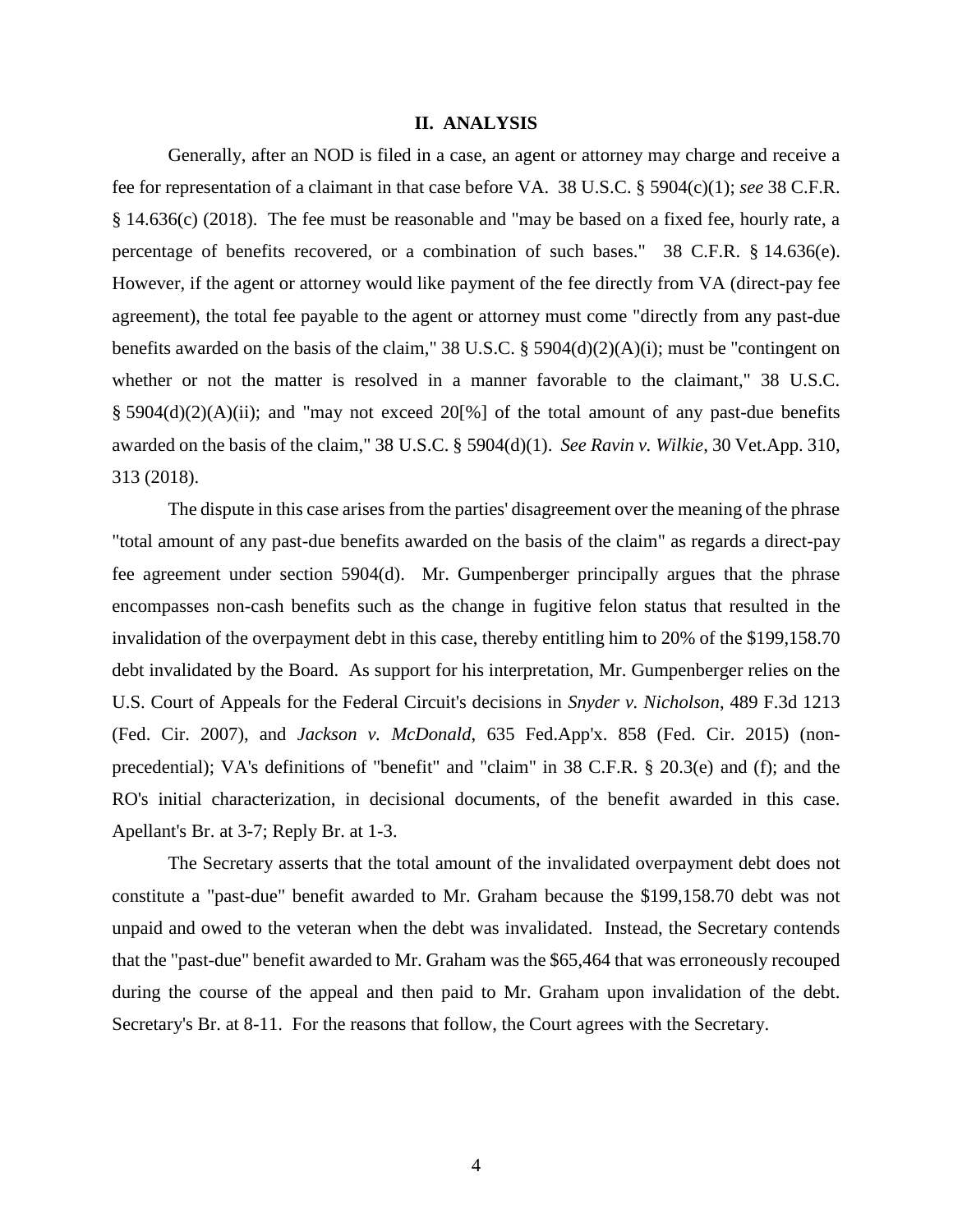## II. ANALYSIS

Generally, after an NOD is filed in a case, an agent or attorney may charge and receive a fee for representation of a claimant in that case before VA. 38 U.S.C. § 5904(c)(1); *see* 38 C.F.R. § 14.636(c) (2018). The fee must be reasonable and "may be based on a fixed fee, hourly rate, a percentage of benefits recovered, or a combination of such bases." 38 C.F.R. § 14.636(e). However, if the agent or attorney would like payment of the fee directly from VA (direct-pay fee agreement), the total fee payable to the agent or attorney must come "directly from any past-due benefits awarded on the basis of the claim," 38 U.S.C. § 5904(d)(2)(A)(i); must be "contingent on whether or not the matter is resolved in a manner favorable to the claimant," 38 U.S.C. § 5904(d)(2)(A)(ii); and "may not exceed 20[%] of the total amount of any past-due benefits awarded on the basis of the claim," 38 U.S.C. § 5904(d)(1). *See Ravin v. Wilkie*, 30 Vet.App. 310, 313 (2018).

The dispute in this case arises from the parties' disagreement over the meaning of the phrase "total amount of any past-due benefits awarded on the basis of the claim" as regards a direct-pay fee agreement under section 5904(d). Mr. Gumpenberger principally argues that the phrase encompasses non-cash benefits such as the change in fugitive felon status that resulted in the invalidation of the overpayment debt in this case, thereby entitling him to 20% of the $199,158.70 debt invalidated by the Board. As support for his interpretation, Mr. Gumpenberger relies on the U.S. Court of Appeals for the Federal Circuit's decisions in *Snyder v. Nicholson*, 489 F.3d 1213 (Fed. Cir. 2007), and *Jackson v. McDonald*, 635 Fed.App'x. 858 (Fed. Cir. 2015) (non-precedential); VA's definitions of "benefit" and "claim" in 38 C.F.R. § 20.3(e) and (f); and the RO's initial characterization, in decisional documents, of the benefit awarded in this case. Apellant's Br. at 3-7; Reply Br. at 1-3.

The Secretary asserts that the total amount of the invalidated overpayment debt does not constitute a "past-due" benefit awarded to Mr. Graham because the $199,158.70 debt was not unpaid and owed to the veteran when the debt was invalidated. Instead, the Secretary contends that the "past-due" benefit awarded to Mr. Graham was the $65,464 that was erroneously recouped during the course of the appeal and then paid to Mr. Graham upon invalidation of the debt. Secretary's Br. at 8-11. For the reasons that follow, the Court agrees with the Secretary.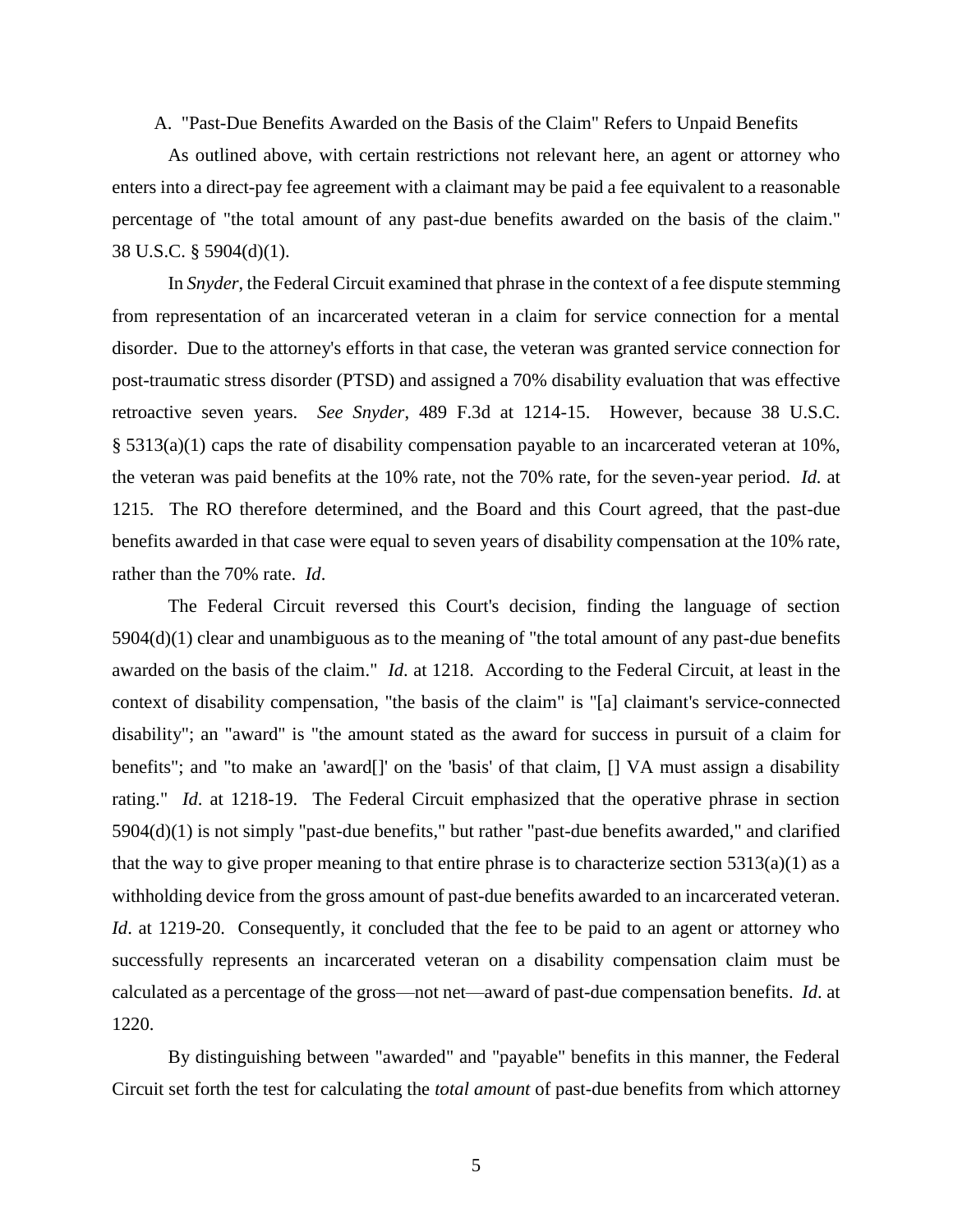### A. "Past-Due Benefits Awarded on the Basis of the Claim" Refers to Unpaid Benefits

As outlined above, with certain restrictions not relevant here, an agent or attorney who enters into a direct-pay fee agreement with a claimant may be paid a fee equivalent to a reasonable percentage of "the total amount of any past-due benefits awarded on the basis of the claim." 38 U.S.C. § 5904(d)(1).

In *Snyder*, the Federal Circuit examined that phrase in the context of a fee dispute stemming from representation of an incarcerated veteran in a claim for service connection for a mental disorder. Due to the attorney's efforts in that case, the veteran was granted service connection for post-traumatic stress disorder (PTSD) and assigned a 70% disability evaluation that was effective retroactive seven years. *See Snyder*, 489 F.3d at 1214-15. However, because 38 U.S.C. § 5313(a)(1) caps the rate of disability compensation payable to an incarcerated veteran at 10%, the veteran was paid benefits at the 10% rate, not the 70% rate, for the seven-year period. *Id.* at 1215. The RO therefore determined, and the Board and this Court agreed, that the past-due benefits awarded in that case were equal to seven years of disability compensation at the 10% rate, rather than the 70% rate. *Id*.

The Federal Circuit reversed this Court's decision, finding the language of section 5904(d)(1) clear and unambiguous as to the meaning of "the total amount of any past-due benefits awarded on the basis of the claim." *Id.* at 1218. According to the Federal Circuit, at least in the context of disability compensation, "the basis of the claim" is "[a] claimant's service-connected disability"; an "award" is "the amount stated as the award for success in pursuit of a claim for benefits"; and "to make an 'award[]' on the 'basis' of that claim, [] VA must assign a disability rating." *Id.* at 1218-19. The Federal Circuit emphasized that the operative phrase in section 5904(d)(1) is not simply "past-due benefits," but rather "past-due benefits awarded," and clarified that the way to give proper meaning to that entire phrase is to characterize section 5313(a)(1) as a withholding device from the gross amount of past-due benefits awarded to an incarcerated veteran. *Id*. at 1219-20. Consequently, it concluded that the fee to be paid to an agent or attorney who successfully represents an incarcerated veteran on a disability compensation claim must be calculated as a percentage of the gross—not net—award of past-due compensation benefits. *Id*. at 1220.

By distinguishing between "awarded" and "payable" benefits in this manner, the Federal Circuit set forth the test for calculating the *total amount* of past-due benefits from which attorney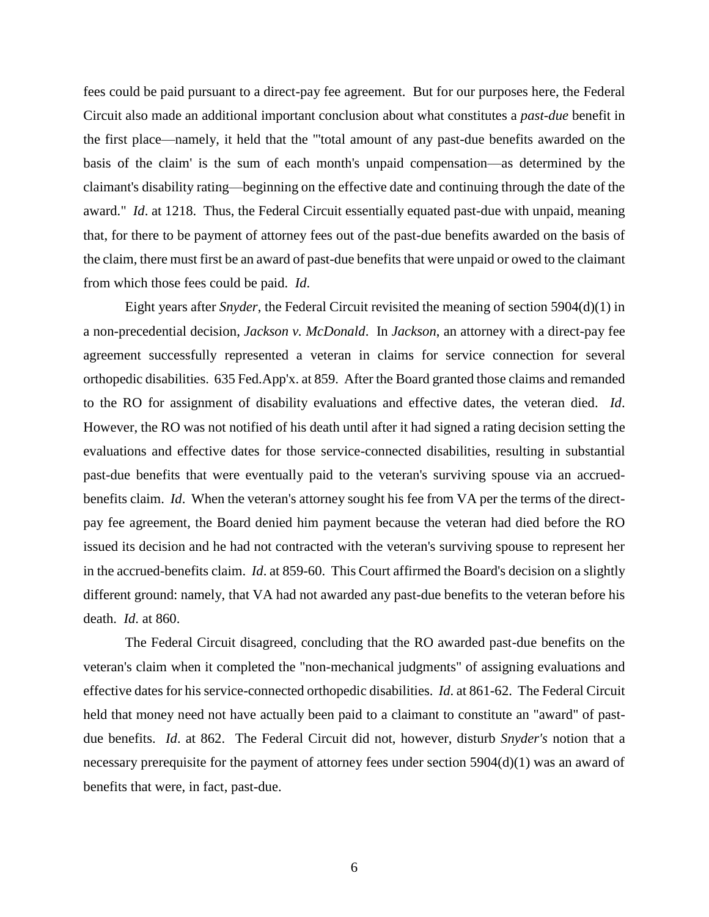fees could be paid pursuant to a direct-pay fee agreement. But for our purposes here, the Federal Circuit also made an additional important conclusion about what constitutes a *past-due* benefit in the first place—namely, it held that the "'total amount of any past-due benefits awarded on the basis of the claim' is the sum of each month's unpaid compensation—as determined by the claimant's disability rating—beginning on the effective date and continuing through the date of the award." *Id*. at 1218. Thus, the Federal Circuit essentially equated past-due with unpaid, meaning that, for there to be payment of attorney fees out of the past-due benefits awarded on the basis of the claim, there must first be an award of past-due benefits that were unpaid or owed to the claimant from which those fees could be paid. *Id*.

Eight years after *Snyder*, the Federal Circuit revisited the meaning of section 5904(d)(1) in a non-precedential decision, *Jackson v. McDonald*. In *Jackson*, an attorney with a direct-pay fee agreement successfully represented a veteran in claims for service connection for several orthopedic disabilities. 635 Fed.App'x. at 859. After the Board granted those claims and remanded to the RO for assignment of disability evaluations and effective dates, the veteran died. *Id*. However, the RO was not notified of his death until after it had signed a rating decision setting the evaluations and effective dates for those service-connected disabilities, resulting in substantial past-due benefits that were eventually paid to the veteran's surviving spouse via an accrued-benefits claim. *Id*. When the veteran's attorney sought his fee from VA per the terms of the direct-pay fee agreement, the Board denied him payment because the veteran had died before the RO issued its decision and he had not contracted with the veteran's surviving spouse to represent her in the accrued-benefits claim. *Id*. at 859-60. This Court affirmed the Board's decision on a slightly different ground: namely, that VA had not awarded any past-due benefits to the veteran before his death. *Id*. at 860.

The Federal Circuit disagreed, concluding that the RO awarded past-due benefits on the veteran's claim when it completed the "non-mechanical judgments" of assigning evaluations and effective dates for his service-connected orthopedic disabilities. *Id*. at 861-62. The Federal Circuit held that money need not have actually been paid to a claimant to constitute an "award" of past-due benefits. *Id*. at 862. The Federal Circuit did not, however, disturb *Snyder's* notion that a necessary prerequisite for the payment of attorney fees under section 5904(d)(1) was an award of benefits that were, in fact, past-due.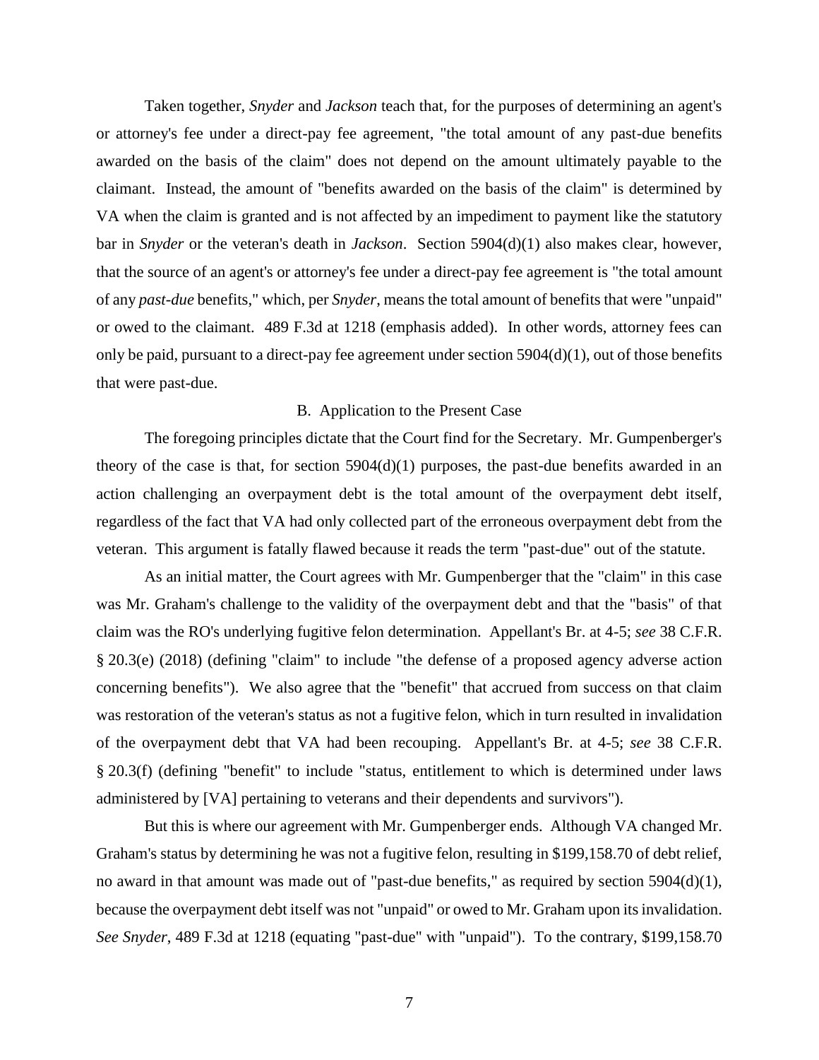Taken together, *Snyder* and *Jackson* teach that, for the purposes of determining an agent's or attorney's fee under a direct-pay fee agreement, "the total amount of any past-due benefits awarded on the basis of the claim" does not depend on the amount ultimately payable to the claimant. Instead, the amount of "benefits awarded on the basis of the claim" is determined by VA when the claim is granted and is not affected by an impediment to payment like the statutory bar in *Snyder* or the veteran's death in *Jackson*. Section 5904(d)(1) also makes clear, however, that the source of an agent's or attorney's fee under a direct-pay fee agreement is "the total amount of any *past-due* benefits," which, per *Snyder*, means the total amount of benefits that were "unpaid" or owed to the claimant. 489 F.3d at 1218 (emphasis added). In other words, attorney fees can only be paid, pursuant to a direct-pay fee agreement under section 5904(d)(1), out of those benefits that were past-due.

### B. Application to the Present Case

The foregoing principles dictate that the Court find for the Secretary. Mr. Gumpenberger's theory of the case is that, for section 5904(d)(1) purposes, the past-due benefits awarded in an action challenging an overpayment debt is the total amount of the overpayment debt itself, regardless of the fact that VA had only collected part of the erroneous overpayment debt from the veteran. This argument is fatally flawed because it reads the term "past-due" out of the statute.

As an initial matter, the Court agrees with Mr. Gumpenberger that the "claim" in this case was Mr. Graham's challenge to the validity of the overpayment debt and that the "basis" of that claim was the RO's underlying fugitive felon determination. Appellant's Br. at 4-5; *see* 38 C.F.R. § 20.3(e) (2018) (defining "claim" to include "the defense of a proposed agency adverse action concerning benefits"). We also agree that the "benefit" that accrued from success on that claim was restoration of the veteran's status as not a fugitive felon, which in turn resulted in invalidation of the overpayment debt that VA had been recouping. Appellant's Br. at 4-5; *see* 38 C.F.R. § 20.3(f) (defining "benefit" to include "status, entitlement to which is determined under laws administered by [VA] pertaining to veterans and their dependents and survivors").

But this is where our agreement with Mr. Gumpenberger ends. Although VA changed Mr. Graham's status by determining he was not a fugitive felon, resulting in $199,158.70 of debt relief, no award in that amount was made out of "past-due benefits," as required by section 5904(d)(1), because the overpayment debt itself was not "unpaid" or owed to Mr. Graham upon its invalidation. *See Snyder*, 489 F.3d at 1218 (equating "past-due" with "unpaid"). To the contrary, $199,158.70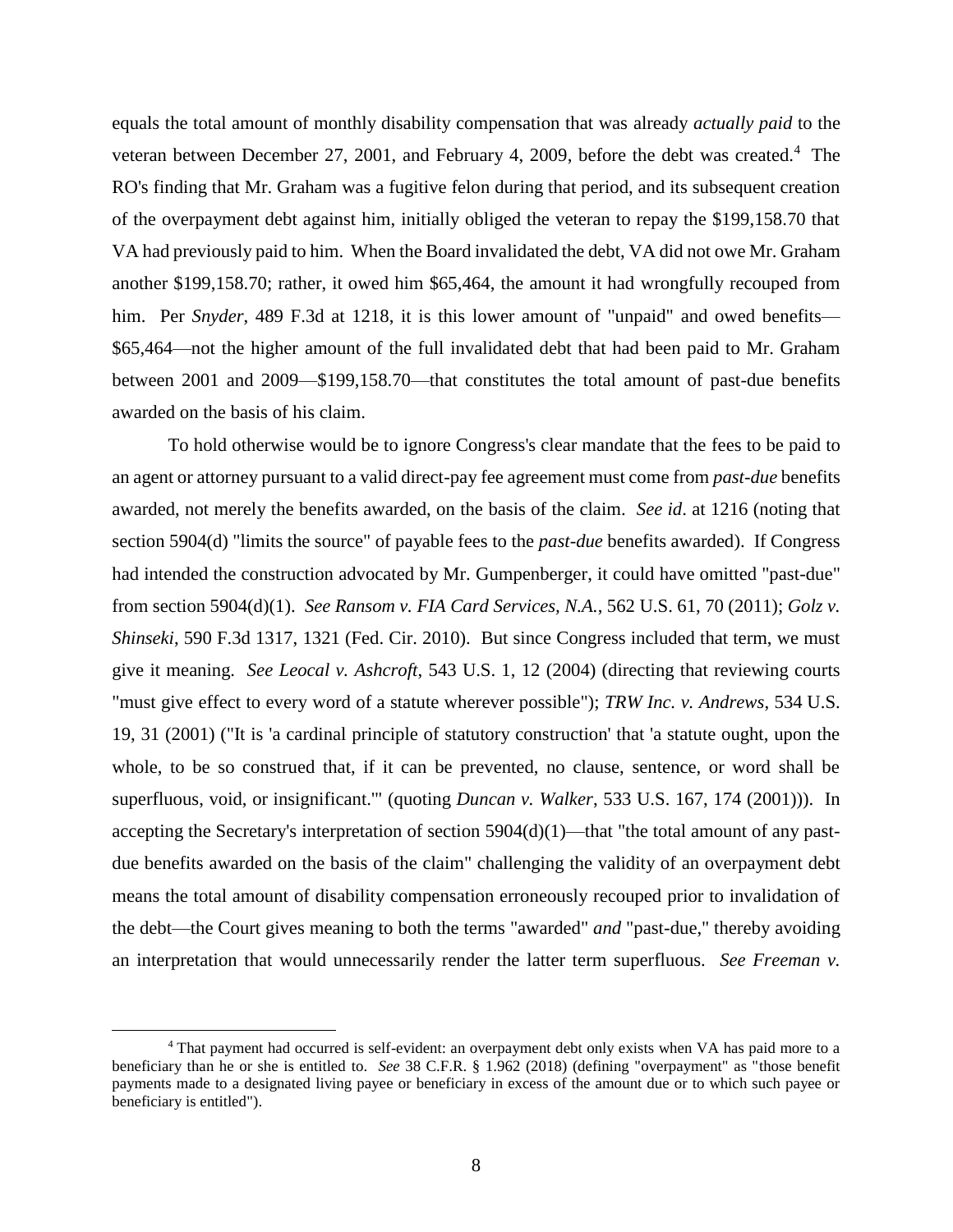equals the total amount of monthly disability compensation that was already *actually paid* to the veteran between December 27, 2001, and February 4, 2009, before the debt was created.[4] The RO's finding that Mr. Graham was a fugitive felon during that period, and its subsequent creation of the overpayment debt against him, initially obliged the veteran to repay the $199,158.70 that VA had previously paid to him. When the Board invalidated the debt, VA did not owe Mr. Graham another $199,158.70; rather, it owed him $65,464, the amount it had wrongfully recouped from him. Per *Snyder*, 489 F.3d at 1218, it is this lower amount of "unpaid" and owed benefits—$65,464—not the higher amount of the full invalidated debt that had been paid to Mr. Graham between 2001 and 2009—$199,158.70—that constitutes the total amount of past-due benefits awarded on the basis of his claim.

To hold otherwise would be to ignore Congress's clear mandate that the fees to be paid to an agent or attorney pursuant to a valid direct-pay fee agreement must come from *past-due* benefits awarded, not merely the benefits awarded, on the basis of the claim. *See id*. at 1216 (noting that section 5904(d) "limits the source" of payable fees to the *past-due* benefits awarded). If Congress had intended the construction advocated by Mr. Gumpenberger, it could have omitted "past-due" from section 5904(d)(1). *See Ransom v. FIA Card Services, N.A.*, 562 U.S. 61, 70 (2011); *Golz v. Shinseki*, 590 F.3d 1317, 1321 (Fed. Cir. 2010). But since Congress included that term, we must give it meaning. *See Leocal v. Ashcroft*, 543 U.S. 1, 12 (2004) (directing that reviewing courts "must give effect to every word of a statute wherever possible"); *TRW Inc. v. Andrews*, 534 U.S. 19, 31 (2001) ("It is 'a cardinal principle of statutory construction' that 'a statute ought, upon the whole, to be so construed that, if it can be prevented, no clause, sentence, or word shall be superfluous, void, or insignificant.'" (quoting *Duncan v. Walker*, 533 U.S. 167, 174 (2001))). In accepting the Secretary's interpretation of section 5904(d)(1)—that "the total amount of any past-due benefits awarded on the basis of the claim" challenging the validity of an overpayment debt means the total amount of disability compensation erroneously recouped prior to invalidation of the debt—the Court gives meaning to both the terms "awarded" *and* "past-due," thereby avoiding an interpretation that would unnecessarily render the latter term superfluous. *See Freeman v.*

[4] That payment had occurred is self-evident: an overpayment debt only exists when VA has paid more to a beneficiary than he or she is entitled to. *See* 38 C.F.R. § 1.962 (2018) (defining "overpayment" as "those benefit payments made to a designated living payee or beneficiary in excess of the amount due or to which such payee or beneficiary is entitled").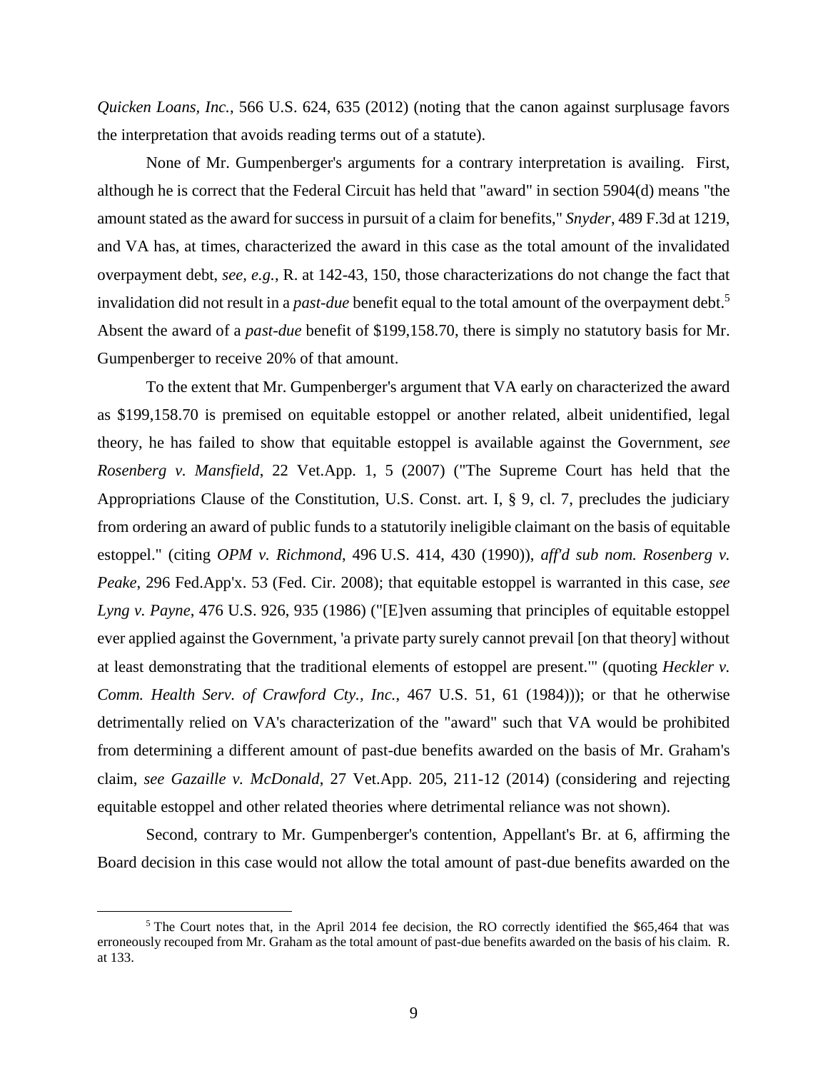*Quicken Loans, Inc.*, 566 U.S. 624, 635 (2012) (noting that the canon against surplusage favors the interpretation that avoids reading terms out of a statute).

None of Mr. Gumpenberger's arguments for a contrary interpretation is availing. First, although he is correct that the Federal Circuit has held that "award" in section 5904(d) means "the amount stated as the award for success in pursuit of a claim for benefits," *Snyder*, 489 F.3d at 1219, and VA has, at times, characterized the award in this case as the total amount of the invalidated overpayment debt, *see, e.g.*, R. at 142-43, 150, those characterizations do not change the fact that invalidation did not result in a *past-due* benefit equal to the total amount of the overpayment debt.[5] Absent the award of a *past-due* benefit of $199,158.70, there is simply no statutory basis for Mr. Gumpenberger to receive 20% of that amount.

To the extent that Mr. Gumpenberger's argument that VA early on characterized the award as $199,158.70 is premised on equitable estoppel or another related, albeit unidentified, legal theory, he has failed to show that equitable estoppel is available against the Government, *see Rosenberg v. Mansfield*, 22 Vet.App. 1, 5 (2007) ("The Supreme Court has held that the Appropriations Clause of the Constitution, U.S. Const. art. I, § 9, cl. 7, precludes the judiciary from ordering an award of public funds to a statutorily ineligible claimant on the basis of equitable estoppel." (citing *OPM v. Richmond*, 496 U.S. 414, 430 (1990)), *aff'd sub nom. Rosenberg v. Peake*, 296 Fed.App'x. 53 (Fed. Cir. 2008); that equitable estoppel is warranted in this case, *see Lyng v. Payne*, 476 U.S. 926, 935 (1986) ("[E]ven assuming that principles of equitable estoppel ever applied against the Government, 'a private party surely cannot prevail [on that theory] without at least demonstrating that the traditional elements of estoppel are present.'" (quoting *Heckler v. Comm. Health Serv. of Crawford Cty., Inc.*, 467 U.S. 51, 61 (1984))); or that he otherwise detrimentally relied on VA's characterization of the "award" such that VA would be prohibited from determining a different amount of past-due benefits awarded on the basis of Mr. Graham's claim, *see Gazaille v. McDonald*, 27 Vet.App. 205, 211-12 (2014) (considering and rejecting equitable estoppel and other related theories where detrimental reliance was not shown).

Second, contrary to Mr. Gumpenberger's contention, Appellant's Br. at 6, affirming the Board decision in this case would not allow the total amount of past-due benefits awarded on the

[5] The Court notes that, in the April 2014 fee decision, the RO correctly identified the $65,464 that was erroneously recouped from Mr. Graham as the total amount of past-due benefits awarded on the basis of his claim. R. at 133.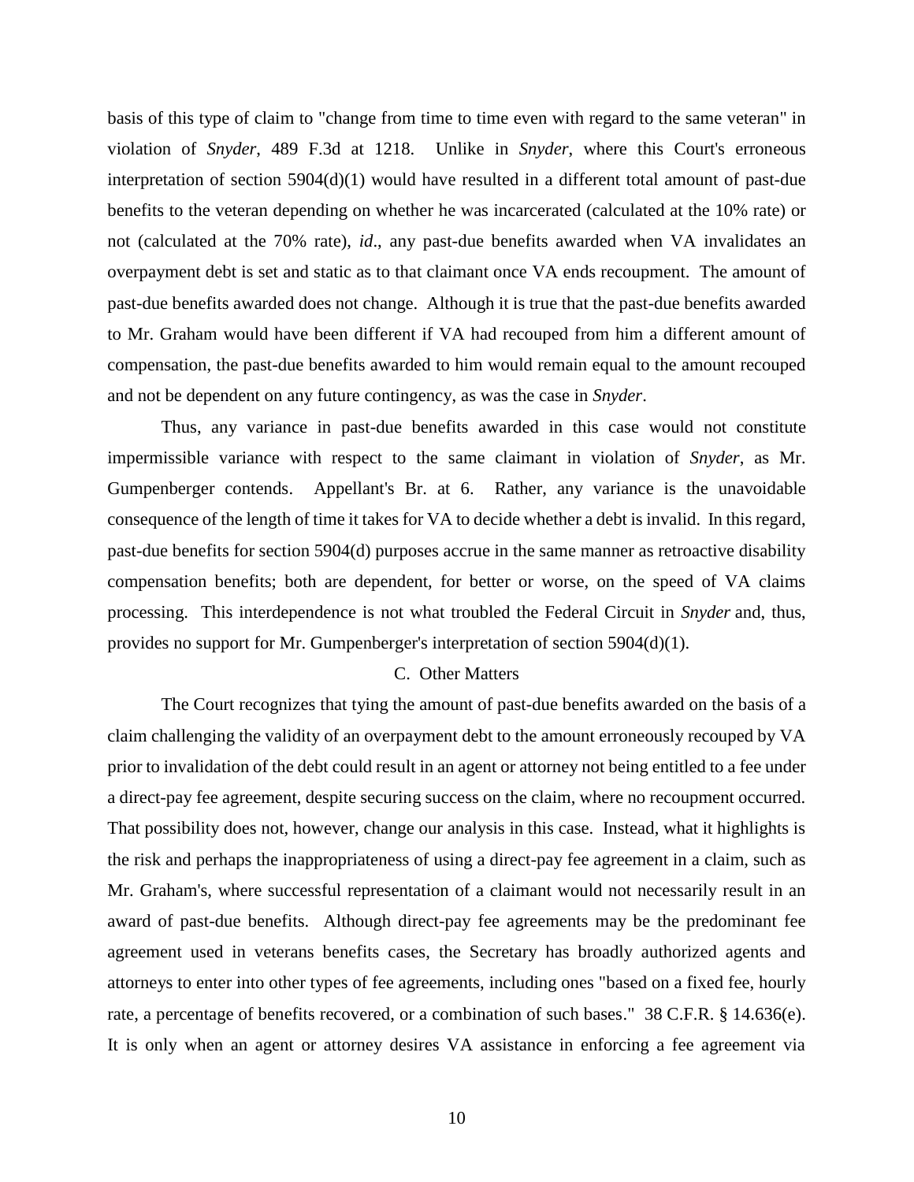basis of this type of claim to "change from time to time even with regard to the same veteran" in violation of *Snyder*, 489 F.3d at 1218. Unlike in *Snyder*, where this Court's erroneous interpretation of section 5904(d)(1) would have resulted in a different total amount of past-due benefits to the veteran depending on whether he was incarcerated (calculated at the 10% rate) or not (calculated at the 70% rate), *id*., any past-due benefits awarded when VA invalidates an overpayment debt is set and static as to that claimant once VA ends recoupment. The amount of past-due benefits awarded does not change. Although it is true that the past-due benefits awarded to Mr. Graham would have been different if VA had recouped from him a different amount of compensation, the past-due benefits awarded to him would remain equal to the amount recouped and not be dependent on any future contingency, as was the case in *Snyder*.

Thus, any variance in past-due benefits awarded in this case would not constitute impermissible variance with respect to the same claimant in violation of *Snyder*, as Mr. Gumpenberger contends. Appellant's Br. at 6. Rather, any variance is the unavoidable consequence of the length of time it takes for VA to decide whether a debt is invalid. In this regard, past-due benefits for section 5904(d) purposes accrue in the same manner as retroactive disability compensation benefits; both are dependent, for better or worse, on the speed of VA claims processing. This interdependence is not what troubled the Federal Circuit in *Snyder* and, thus, provides no support for Mr. Gumpenberger's interpretation of section 5904(d)(1).

### C. Other Matters

The Court recognizes that tying the amount of past-due benefits awarded on the basis of a claim challenging the validity of an overpayment debt to the amount erroneously recouped by VA prior to invalidation of the debt could result in an agent or attorney not being entitled to a fee under a direct-pay fee agreement, despite securing success on the claim, where no recoupment occurred. That possibility does not, however, change our analysis in this case. Instead, what it highlights is the risk and perhaps the inappropriateness of using a direct-pay fee agreement in a claim, such as Mr. Graham's, where successful representation of a claimant would not necessarily result in an award of past-due benefits. Although direct-pay fee agreements may be the predominant fee agreement used in veterans benefits cases, the Secretary has broadly authorized agents and attorneys to enter into other types of fee agreements, including ones "based on a fixed fee, hourly rate, a percentage of benefits recovered, or a combination of such bases." 38 C.F.R. § 14.636(e). It is only when an agent or attorney desires VA assistance in enforcing a fee agreement via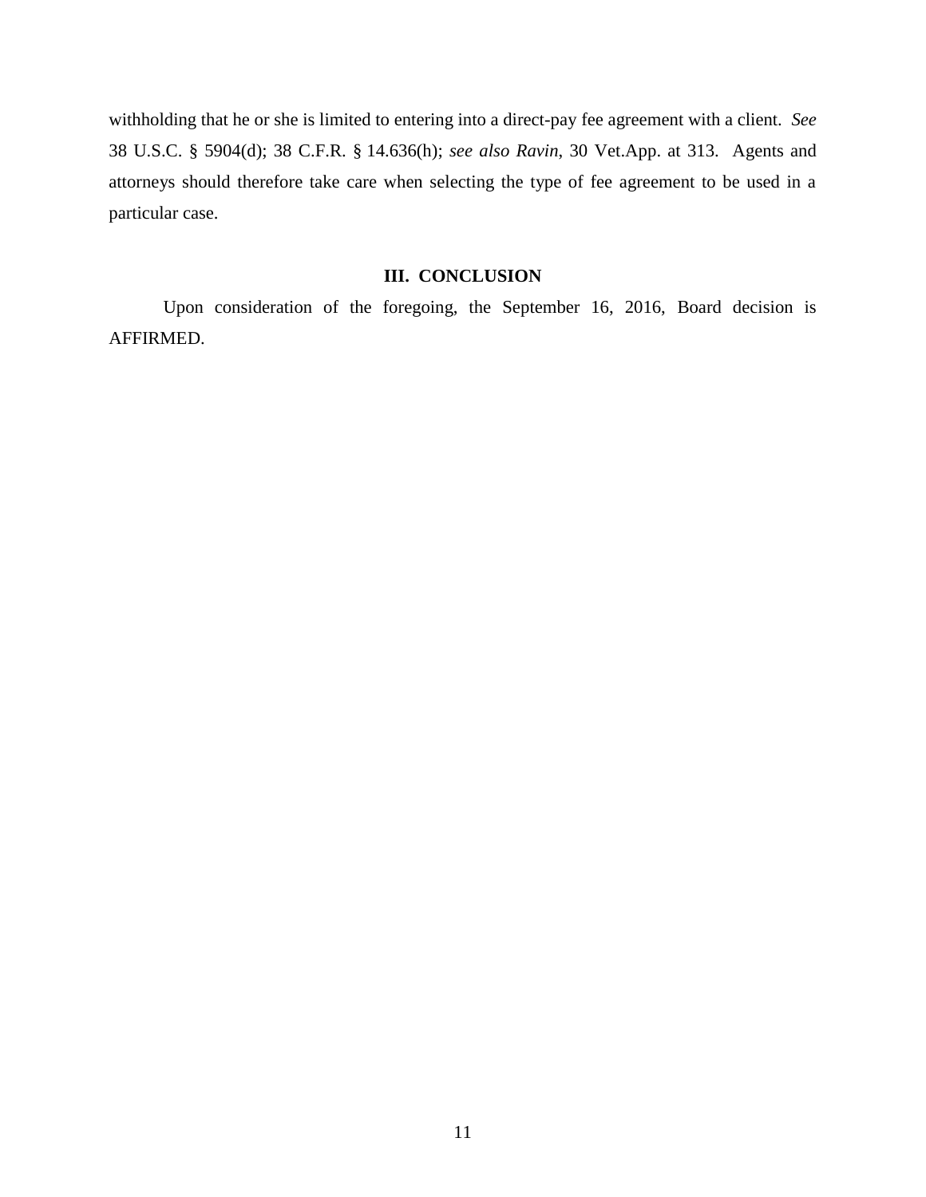withholding that he or she is limited to entering into a direct-pay fee agreement with a client. *See* 38 U.S.C. § 5904(d); 38 C.F.R. § 14.636(h); *see also Ravin*, 30 Vet.App. at 313. Agents and attorneys should therefore take care when selecting the type of fee agreement to be used in a particular case.

## III. CONCLUSION

Upon consideration of the foregoing, the September 16, 2016, Board decision is AFFIRMED.